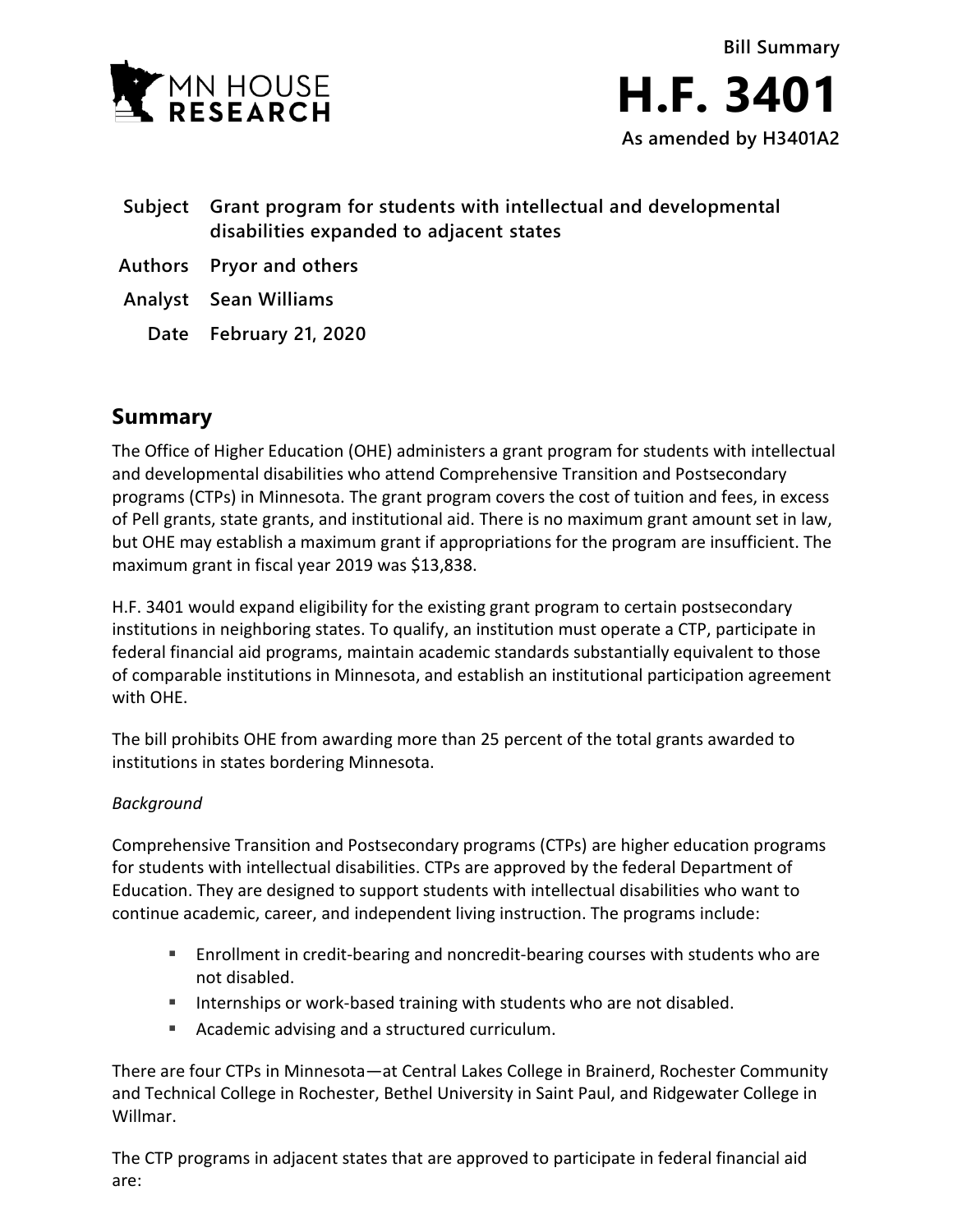MN HOUSE RESEARCH

Bill Summary

# H.F. 3401

As amended by H3401A2

**Subject** Grant program for students with intellectual and developmental disabilities expanded to adjacent states

**Authors** Pryor and others

**Analyst** Sean Williams

**Date** February 21, 2020

## Summary

The Office of Higher Education (OHE) administers a grant program for students with intellectual and developmental disabilities who attend Comprehensive Transition and Postsecondary programs (CTPs) in Minnesota. The grant program covers the cost of tuition and fees, in excess of Pell grants, state grants, and institutional aid. There is no maximum grant amount set in law, but OHE may establish a maximum grant if appropriations for the program are insufficient. The maximum grant in fiscal year 2019 was $13,838.

H.F. 3401 would expand eligibility for the existing grant program to certain postsecondary institutions in neighboring states. To qualify, an institution must operate a CTP, participate in federal financial aid programs, maintain academic standards substantially equivalent to those of comparable institutions in Minnesota, and establish an institutional participation agreement with OHE.

The bill prohibits OHE from awarding more than 25 percent of the total grants awarded to institutions in states bordering Minnesota.

*Background*

Comprehensive Transition and Postsecondary programs (CTPs) are higher education programs for students with intellectual disabilities. CTPs are approved by the federal Department of Education. They are designed to support students with intellectual disabilities who want to continue academic, career, and independent living instruction. The programs include:

- Enrollment in credit-bearing and noncredit-bearing courses with students who are not disabled.
- Internships or work-based training with students who are not disabled.
- Academic advising and a structured curriculum.

There are four CTPs in Minnesota—at Central Lakes College in Brainerd, Rochester Community and Technical College in Rochester, Bethel University in Saint Paul, and Ridgewater College in Willmar.

The CTP programs in adjacent states that are approved to participate in federal financial aid are: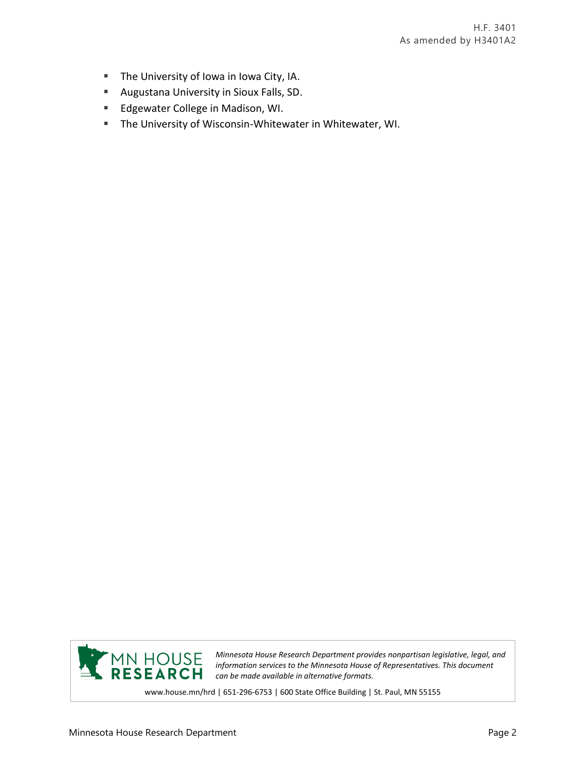- The University of Iowa in Iowa City, IA.
- Augustana University in Sioux Falls, SD.
- Edgewater College in Madison, WI.
- The University of Wisconsin-Whitewater in Whitewater, WI.

MN HOUSE RESEARCH

*Minnesota House Research Department provides nonpartisan legislative, legal, and information services to the Minnesota House of Representatives. This document can be made available in alternative formats.*

www.house.mn/hrd | 651-296-6753 | 600 State Office Building | St. Paul, MN 55155